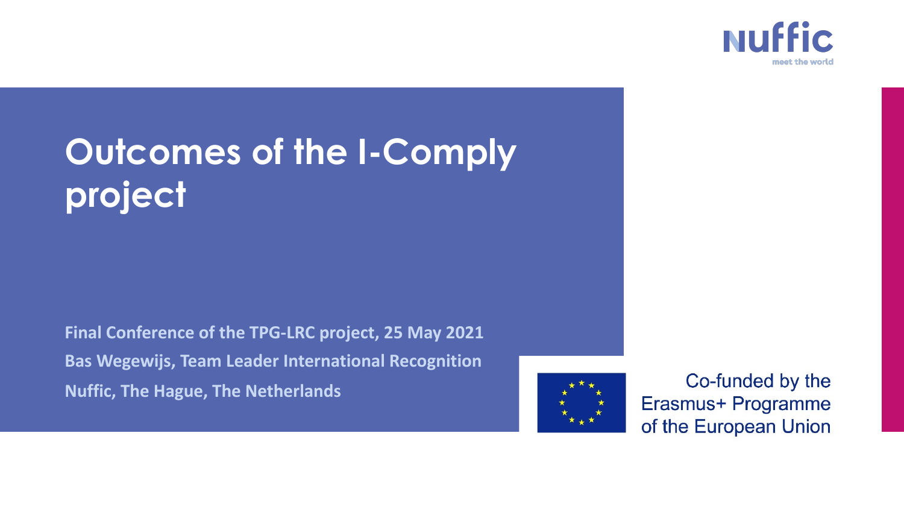Nuffic
meet the world

# Outcomes of the I-Comply project

**Final Conference of the TPG-LRC project, 25 May 2021**
**Bas Wegewijs, Team Leader International Recognition**
**Nuffic, The Hague, The Netherlands**

Co-funded by the Erasmus+ Programme of the European Union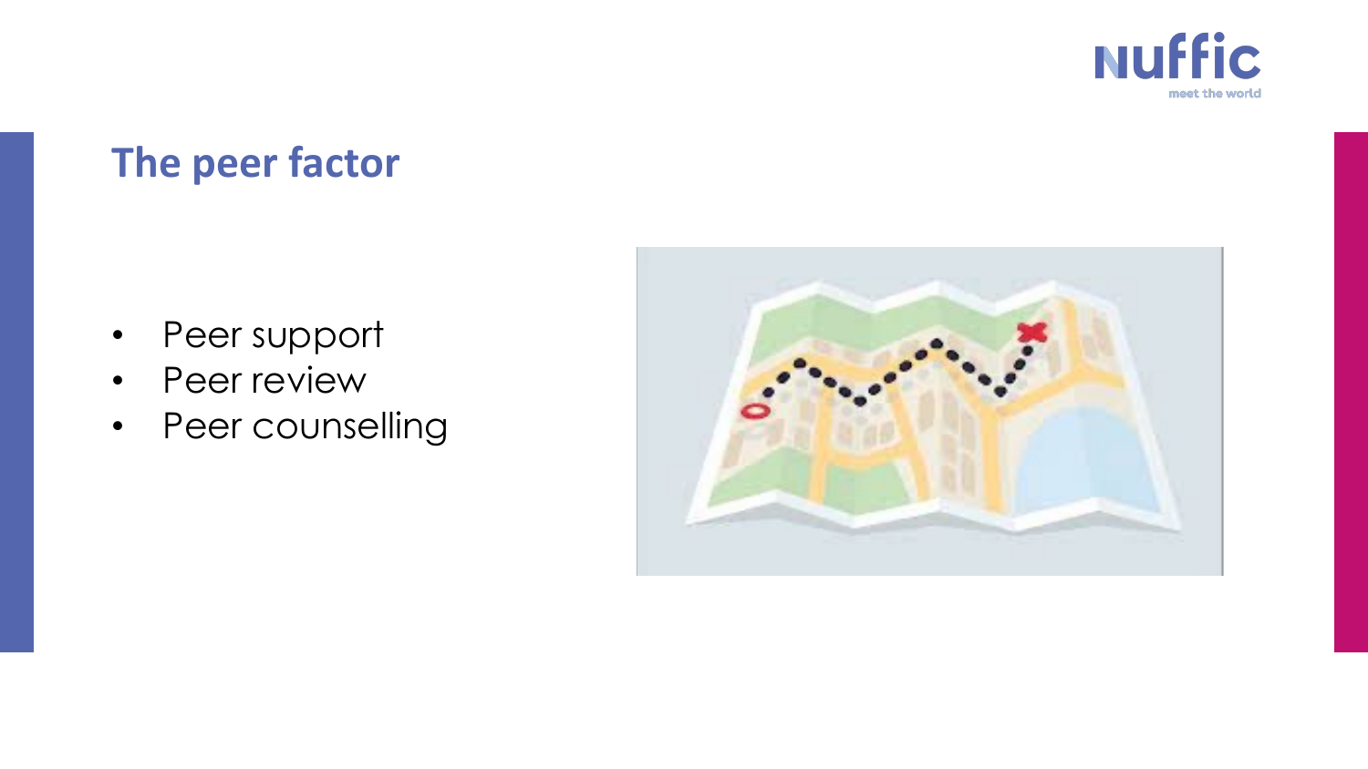## The peer factor

- Peer support
- Peer review
- Peer counselling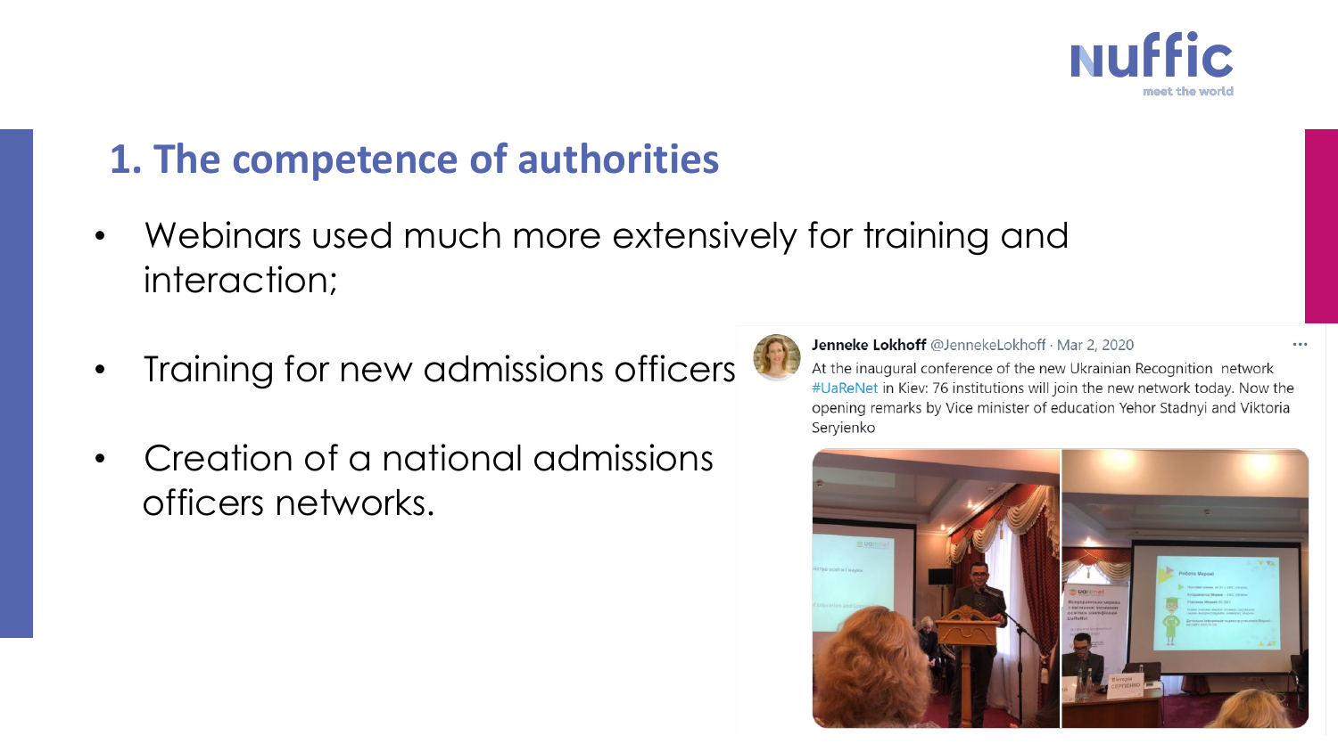# 1. The competence of authorities

- Webinars used much more extensively for training and interaction;
- Training for new admissions officers
- Creation of a national admissions officers networks.

**Jenneke Lokhoff** @JennekeLokhoff · Mar 2, 2020

At the inaugural conference of the new Ukrainian Recognition network #UaReNet in Kiev: 76 institutions will join the new network today. Now the opening remarks by Vice minister of education Yehor Stadnyi and Viktoria Seryienko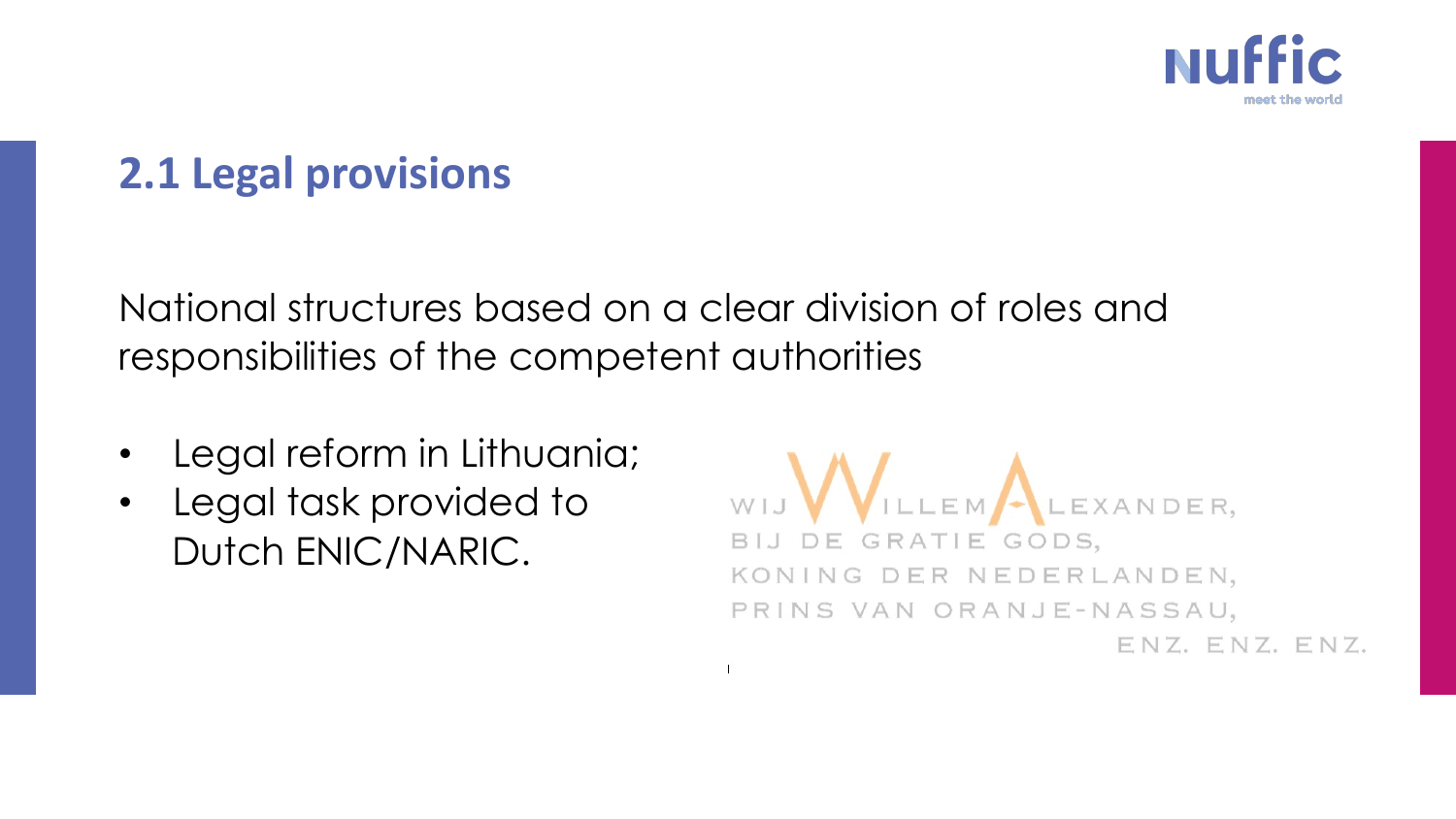## 2.1 Legal provisions

National structures based on a clear division of roles and responsibilities of the competent authorities

- Legal reform in Lithuania;
- Legal task provided to Dutch ENIC/NARIC.

WIJ WILLEM ALEXANDER,
BIJ DE GRATIE GODS,
KONING DER NEDERLANDEN,
PRINS VAN ORANJE-NASSAU,
ENZ. ENZ. ENZ.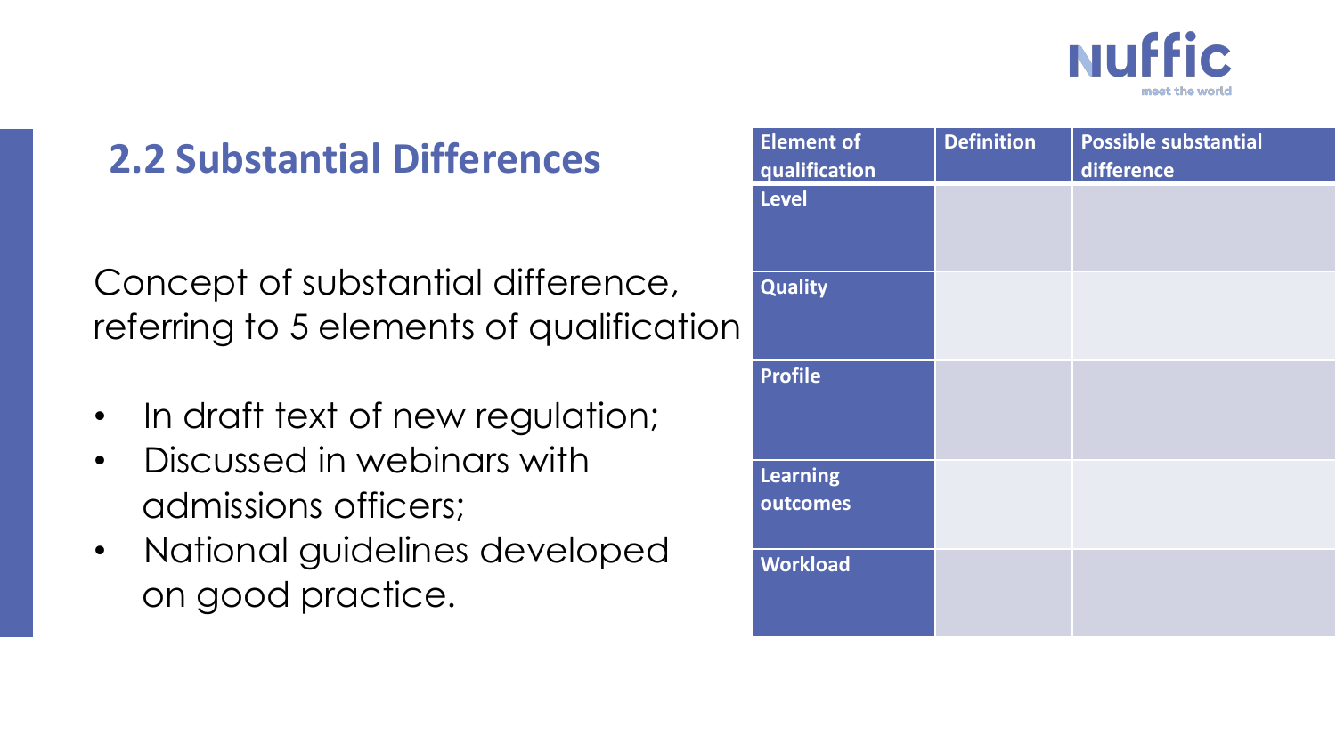## 2.2 Substantial Differences

Concept of substantial difference, referring to 5 elements of qualification

- In draft text of new regulation;
- Discussed in webinars with admissions officers;
- National guidelines developed on good practice.

| Element of qualification | Definition | Possible substantial difference |
| --- | --- | --- |
| Level | | |
| Quality | | |
| Profile | | |
| Learning outcomes | | |
| Workload | | |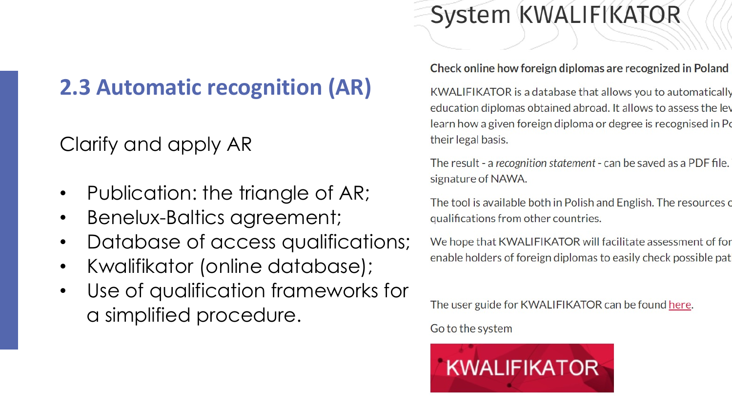## 2.3 Automatic recognition (AR)

Clarify and apply AR

- Publication: the triangle of AR;
- Benelux-Baltics agreement;
- Database of access qualifications;
- Kwalifikator (online database);
- Use of qualification frameworks for a simplified procedure.

# System KWALIFIKATOR

**Check online how foreign diplomas are recognized in Poland**

KWALIFIKATOR is a database that allows you to automatically education diplomas obtained abroad. It allows to assess the lev learn how a given foreign diploma or degree is recognised in Po their legal basis.

The result - a *recognition statement* - can be saved as a PDF file. signature of NAWA.

The tool is available both in Polish and English. The resources c qualifications from other countries.

We hope that KWALIFIKATOR will facilitate assessment of for enable holders of foreign diplomas to easily check possible pat

The user guide for KWALIFIKATOR can be found here.

Go to the system

KWALIFIKATOR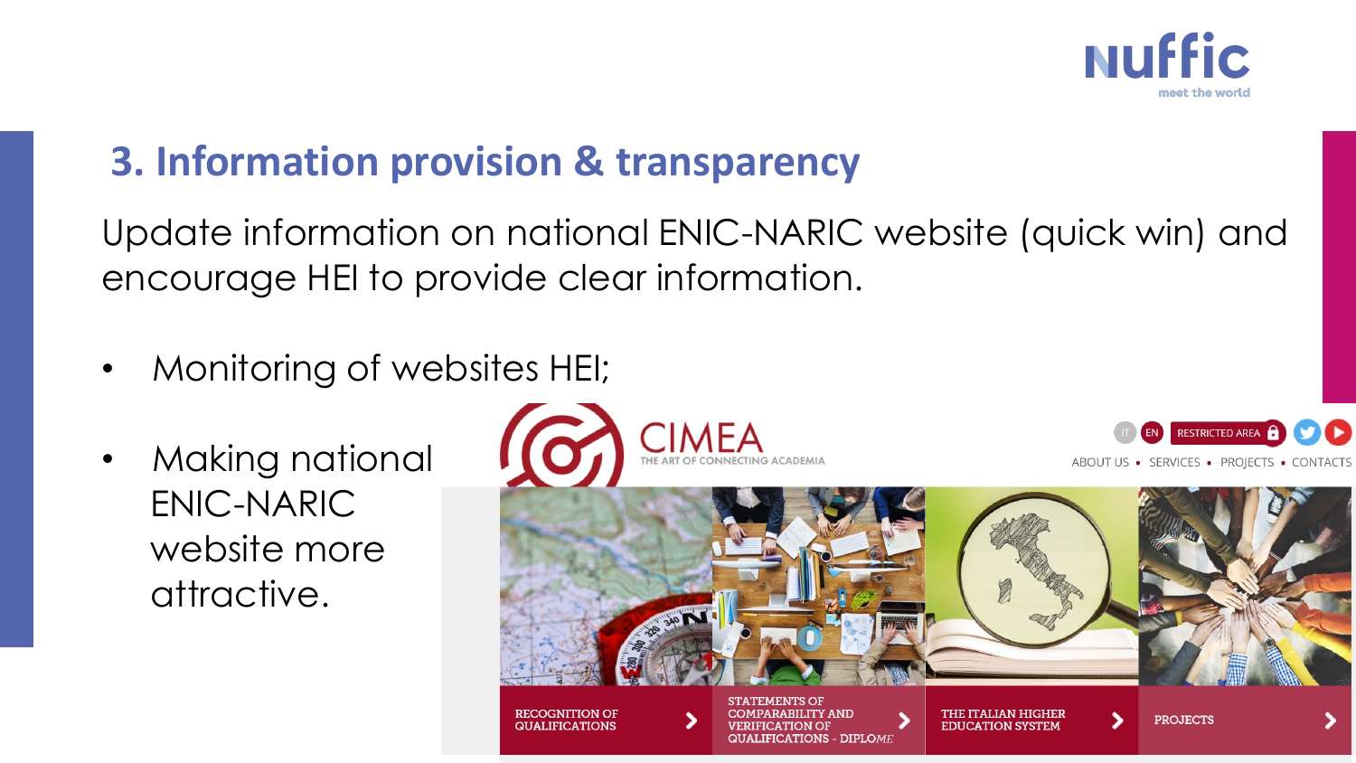## 3. Information provision & transparency

Update information on national ENIC-NARIC website (quick win) and encourage HEI to provide clear information.

- Monitoring of websites HEI;
- Making national ENIC-NARIC website more attractive.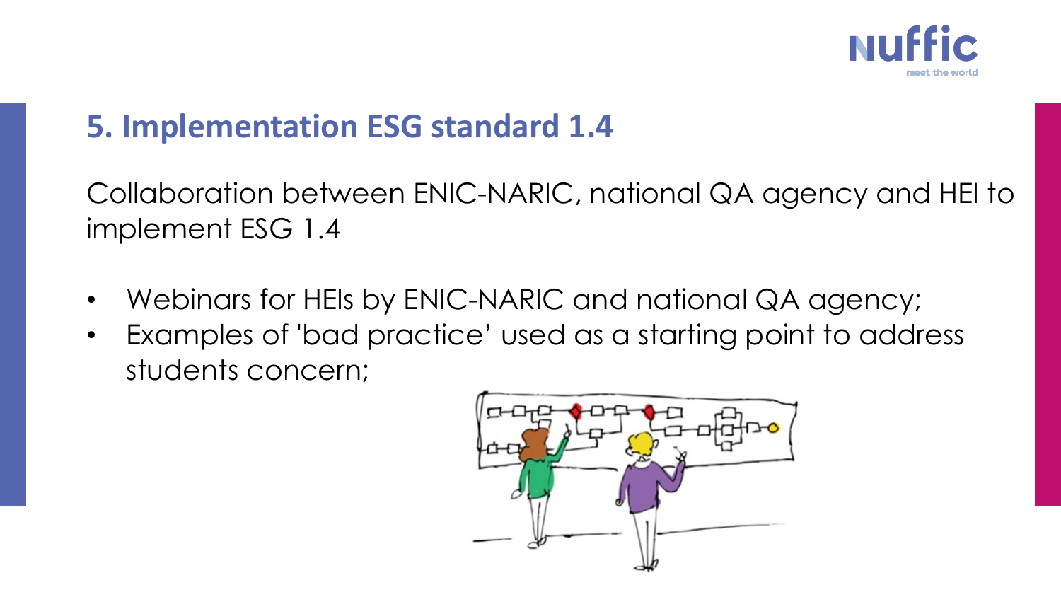## 5. Implementation ESG standard 1.4

Collaboration between ENIC-NARIC, national QA agency and HEI to implement ESG 1.4

- Webinars for HEIs by ENIC-NARIC and national QA agency;
- Examples of 'bad practice' used as a starting point to address students concern;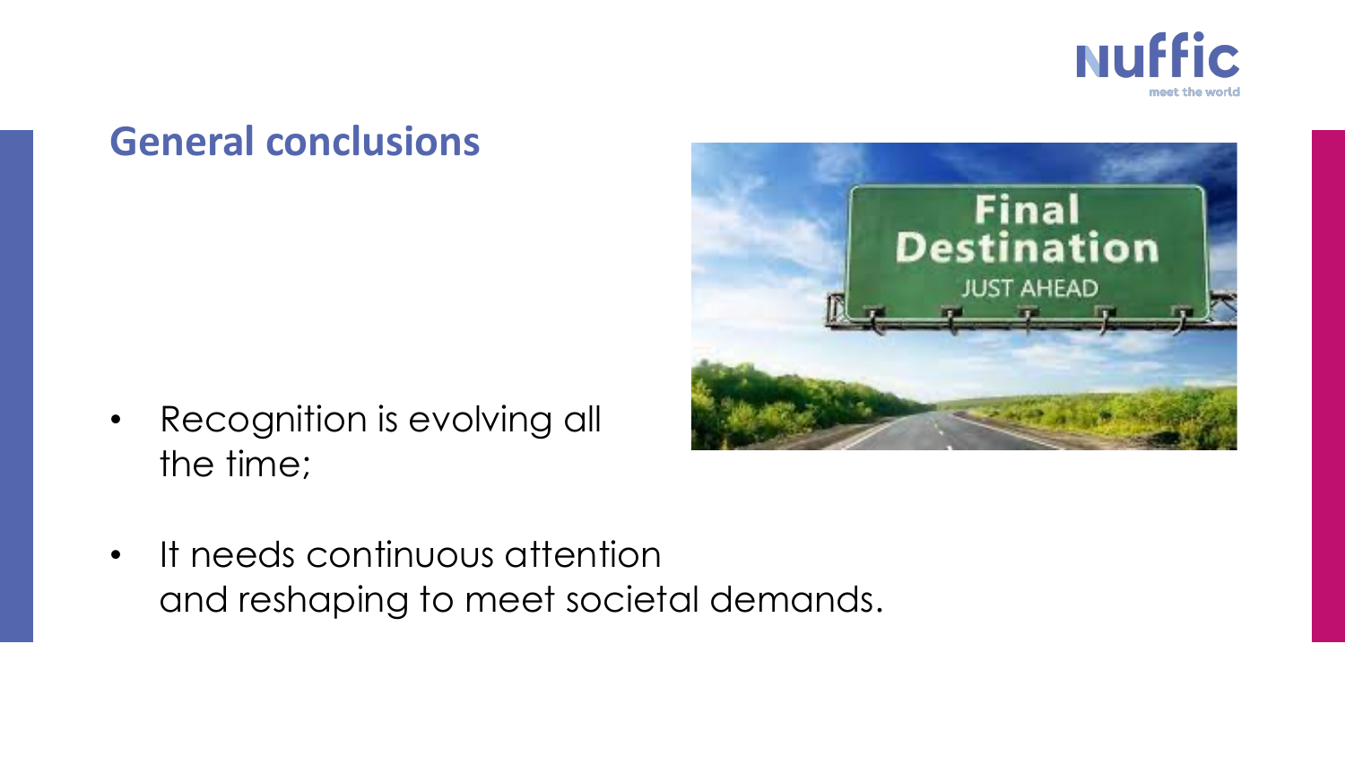## General conclusions

- Recognition is evolving all the time;
- It needs continuous attention and reshaping to meet societal demands.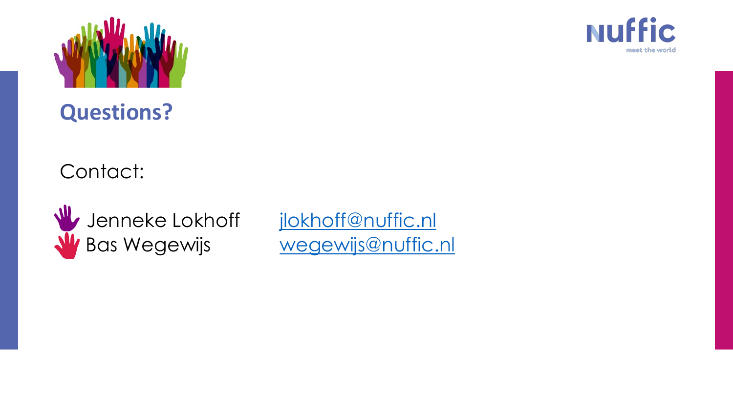## Questions?

Contact:

- Jenneke Lokhoff	jlokhoff@nuffic.nl
- Bas Wegewijs	wegewijs@nuffic.nl